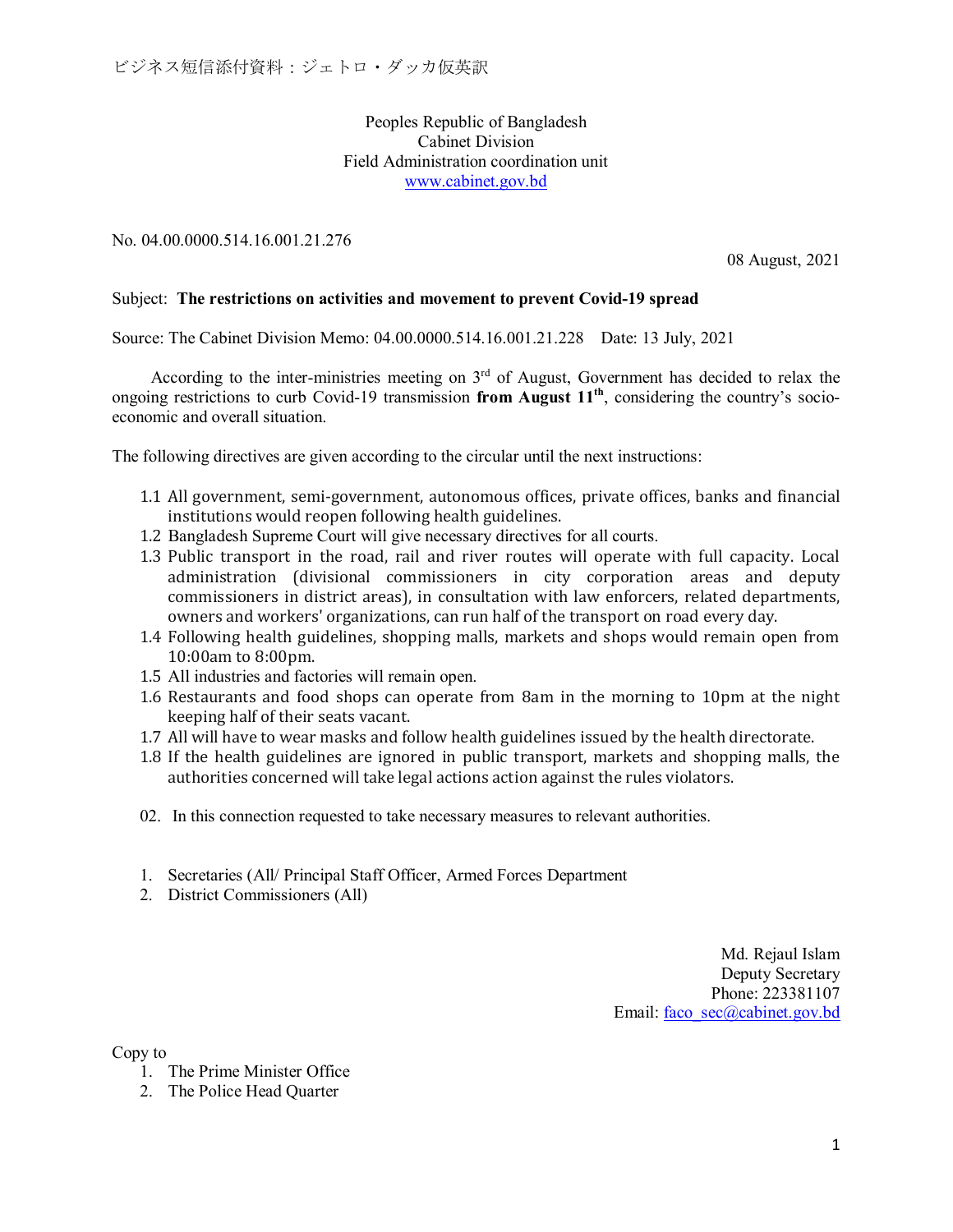ビジネス短信添付資料：ジェトロ・ダッカ仮英訳

Peoples Republic of Bangladesh
Cabinet Division
Field Administration coordination unit
www.cabinet.gov.bd

No. 04.00.0000.514.16.001.21.276

08 August, 2021

Subject: **The restrictions on activities and movement to prevent Covid-19 spread**

Source: The Cabinet Division Memo: 04.00.0000.514.16.001.21.228 Date: 13 July, 2021

According to the inter-ministries meeting on 3rd of August, Government has decided to relax the ongoing restrictions to curb Covid-19 transmission **from August 11th**, considering the country's socio-economic and overall situation.

The following directives are given according to the circular until the next instructions:

1.1 All government, semi-government, autonomous offices, private offices, banks and financial institutions would reopen following health guidelines.
1.2 Bangladesh Supreme Court will give necessary directives for all courts.
1.3 Public transport in the road, rail and river routes will operate with full capacity. Local administration (divisional commissioners in city corporation areas and deputy commissioners in district areas), in consultation with law enforcers, related departments, owners and workers' organizations, can run half of the transport on road every day.
1.4 Following health guidelines, shopping malls, markets and shops would remain open from 10:00am to 8:00pm.
1.5 All industries and factories will remain open.
1.6 Restaurants and food shops can operate from 8am in the morning to 10pm at the night keeping half of their seats vacant.
1.7 All will have to wear masks and follow health guidelines issued by the health directorate.
1.8 If the health guidelines are ignored in public transport, markets and shopping malls, the authorities concerned will take legal actions action against the rules violators.

02. In this connection requested to take necessary measures to relevant authorities.

1. Secretaries (All/ Principal Staff Officer, Armed Forces Department
2. District Commissioners (All)

Md. Rejaul Islam
Deputy Secretary
Phone: 223381107
Email: faco_sec@cabinet.gov.bd

Copy to

1. The Prime Minister Office
2. The Police Head Quarter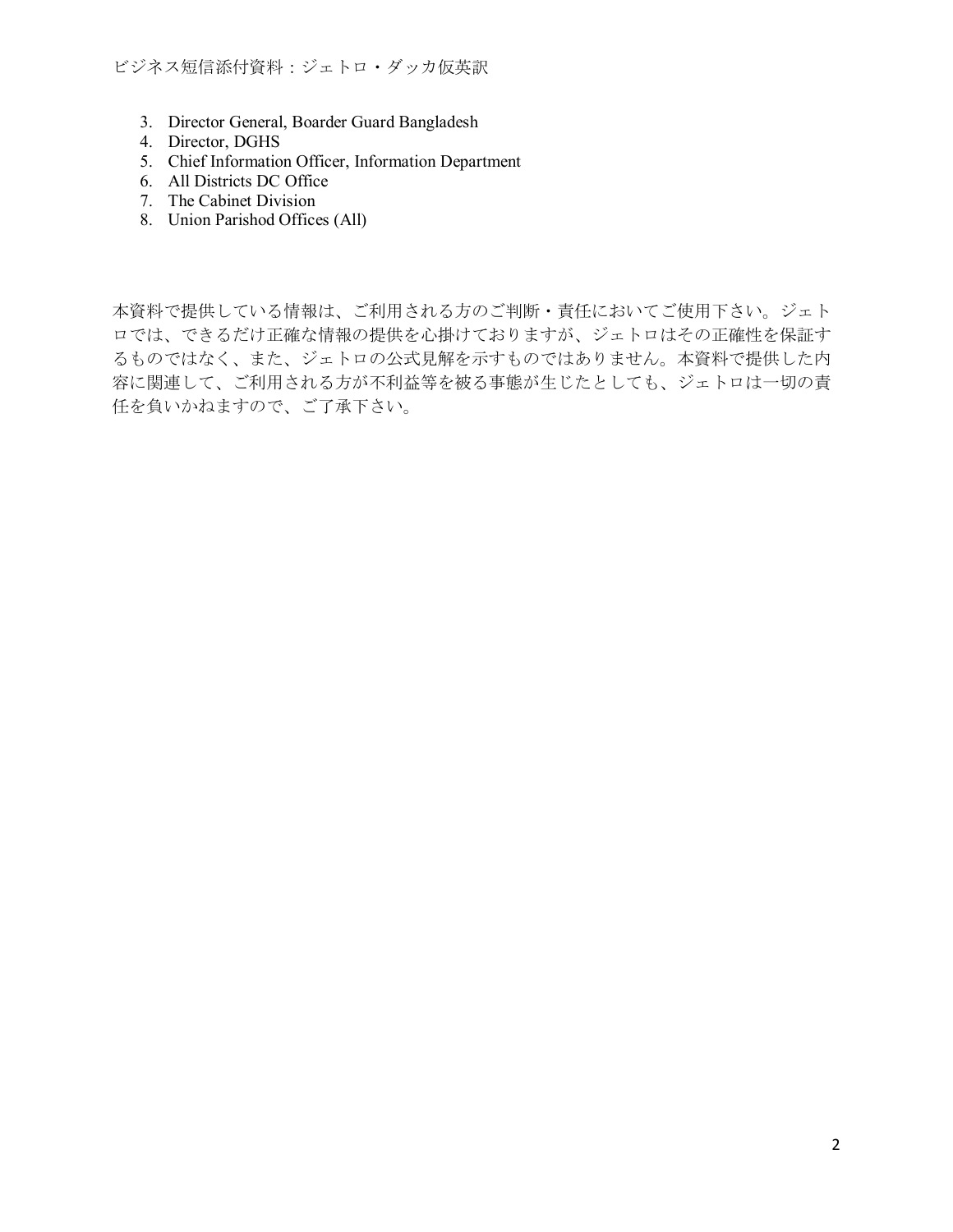3. Director General, Boarder Guard Bangladesh
4. Director, DGHS
5. Chief Information Officer, Information Department
6. All Districts DC Office
7. The Cabinet Division
8. Union Parishod Offices (All)

本資料で提供している情報は、ご利用される方のご判断・責任においてご使用下さい。ジェトロでは、できるだけ正確な情報の提供を心掛けておりますが、ジェトロはその正確性を保証するものではなく、また、ジェトロの公式見解を示すものではありません。本資料で提供した内容に関連して、ご利用される方が不利益等を被る事態が生じたとしても、ジェトロは一切の責任を負いかねますので、ご了承下さい。